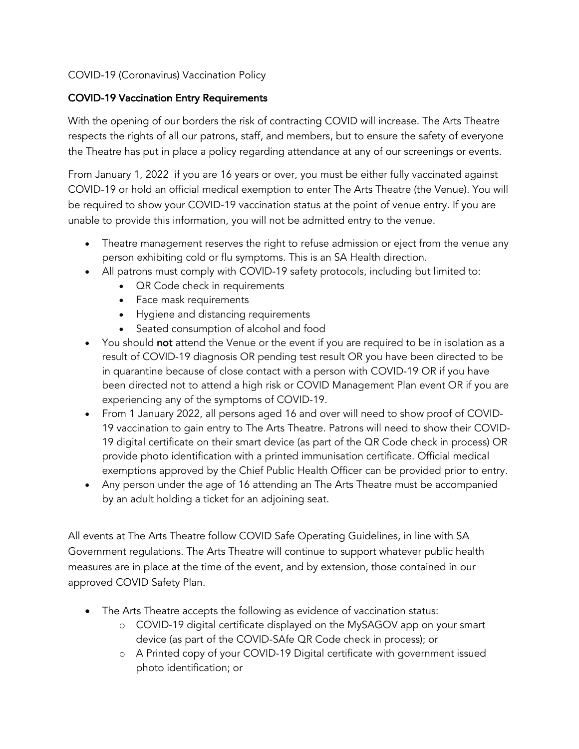COVID-19 (Coronavirus) Vaccination Policy

## COVID-19 Vaccination Entry Requirements

With the opening of our borders the risk of contracting COVID will increase. The Arts Theatre respects the rights of all our patrons, staff, and members, but to ensure the safety of everyone the Theatre has put in place a policy regarding attendance at any of our screenings or events.

From January 1, 2022 if you are 16 years or over, you must be either fully vaccinated against COVID-19 or hold an official medical exemption to enter The Arts Theatre (the Venue). You will be required to show your COVID-19 vaccination status at the point of venue entry. If you are unable to provide this information, you will not be admitted entry to the venue.

- Theatre management reserves the right to refuse admission or eject from the venue any person exhibiting cold or flu symptoms. This is an SA Health direction.
- All patrons must comply with COVID-19 safety protocols, including but limited to:
  - QR Code check in requirements
  - Face mask requirements
  - Hygiene and distancing requirements
  - Seated consumption of alcohol and food
- You should **not** attend the Venue or the event if you are required to be in isolation as a result of COVID-19 diagnosis OR pending test result OR you have been directed to be in quarantine because of close contact with a person with COVID-19 OR if you have been directed not to attend a high risk or COVID Management Plan event OR if you are experiencing any of the symptoms of COVID-19.
- From 1 January 2022, all persons aged 16 and over will need to show proof of COVID-19 vaccination to gain entry to The Arts Theatre. Patrons will need to show their COVID-19 digital certificate on their smart device (as part of the QR Code check in process) OR provide photo identification with a printed immunisation certificate. Official medical exemptions approved by the Chief Public Health Officer can be provided prior to entry.
- Any person under the age of 16 attending an The Arts Theatre must be accompanied by an adult holding a ticket for an adjoining seat.

All events at The Arts Theatre follow COVID Safe Operating Guidelines, in line with SA Government regulations. The Arts Theatre will continue to support whatever public health measures are in place at the time of the event, and by extension, those contained in our approved COVID Safety Plan.

- The Arts Theatre accepts the following as evidence of vaccination status:
  - COVID-19 digital certificate displayed on the MySAGOV app on your smart device (as part of the COVID-SAfe QR Code check in process); or
  - A Printed copy of your COVID-19 Digital certificate with government issued photo identification; or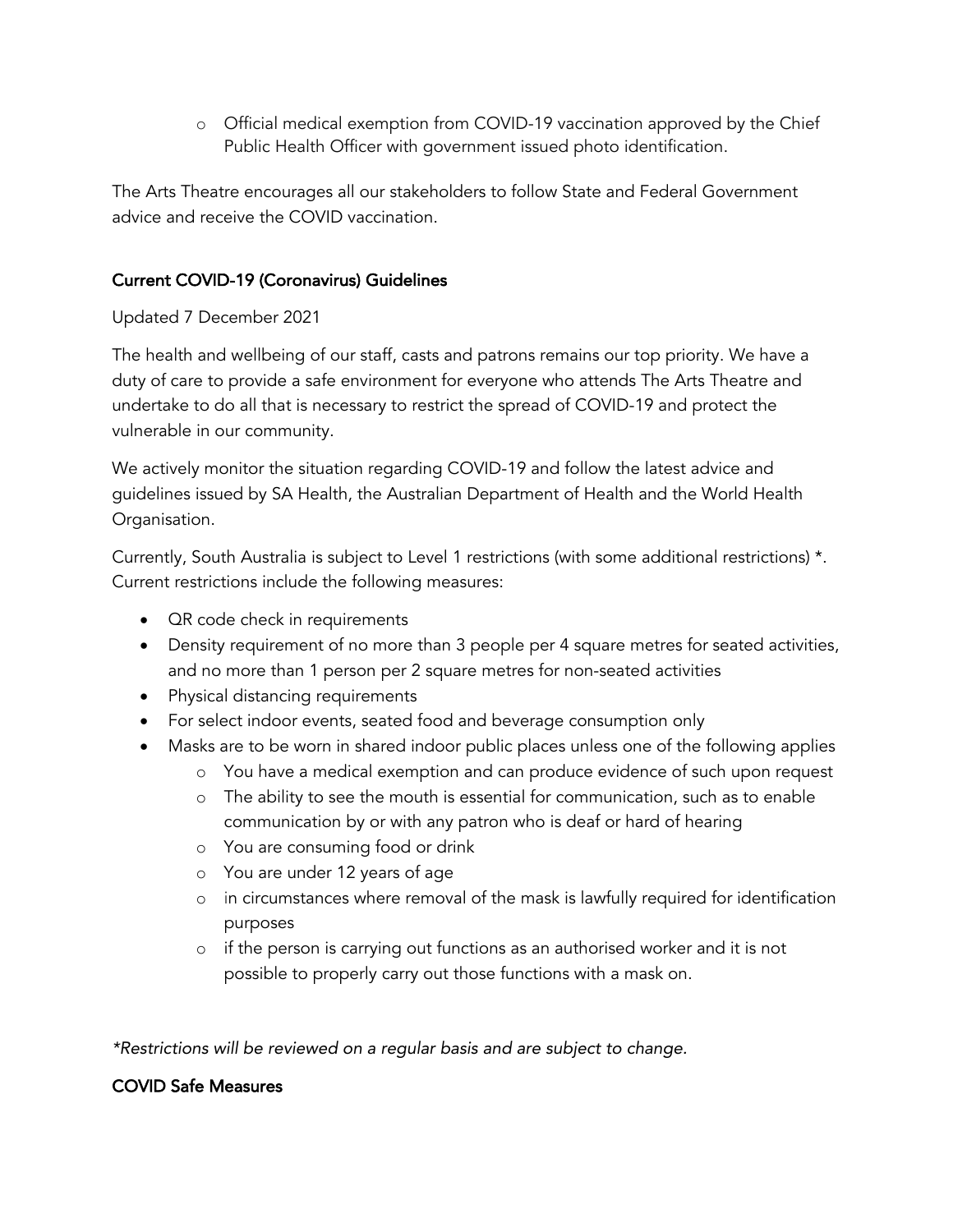- Official medical exemption from COVID-19 vaccination approved by the Chief Public Health Officer with government issued photo identification.

The Arts Theatre encourages all our stakeholders to follow State and Federal Government advice and receive the COVID vaccination.

## Current COVID-19 (Coronavirus) Guidelines

Updated 7 December 2021

The health and wellbeing of our staff, casts and patrons remains our top priority. We have a duty of care to provide a safe environment for everyone who attends The Arts Theatre and undertake to do all that is necessary to restrict the spread of COVID-19 and protect the vulnerable in our community.

We actively monitor the situation regarding COVID-19 and follow the latest advice and guidelines issued by SA Health, the Australian Department of Health and the World Health Organisation.

Currently, South Australia is subject to Level 1 restrictions (with some additional restrictions) *. Current restrictions include the following measures:

- QR code check in requirements
- Density requirement of no more than 3 people per 4 square metres for seated activities, and no more than 1 person per 2 square metres for non-seated activities
- Physical distancing requirements
- For select indoor events, seated food and beverage consumption only
- Masks are to be worn in shared indoor public places unless one of the following applies
  - You have a medical exemption and can produce evidence of such upon request
  - The ability to see the mouth is essential for communication, such as to enable communication by or with any patron who is deaf or hard of hearing
  - You are consuming food or drink
  - You are under 12 years of age
  - in circumstances where removal of the mask is lawfully required for identification purposes
  - if the person is carrying out functions as an authorised worker and it is not possible to properly carry out those functions with a mask on.

*\*Restrictions will be reviewed on a regular basis and are subject to change.*

## COVID Safe Measures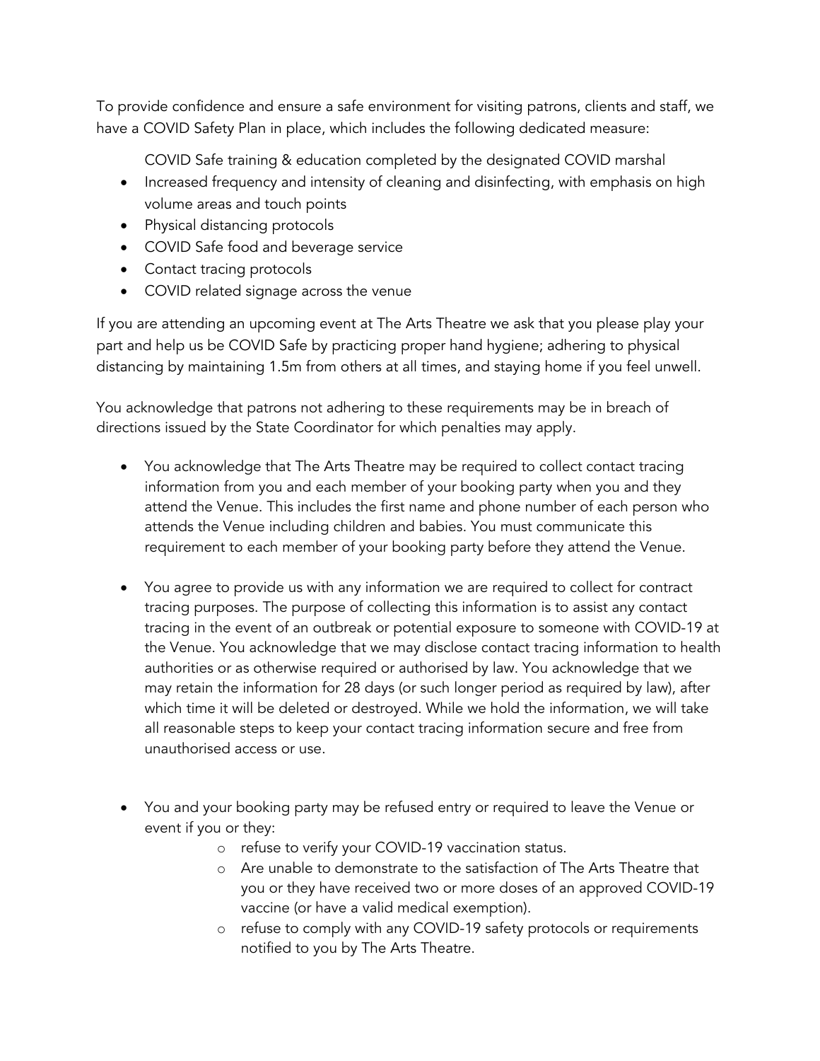To provide confidence and ensure a safe environment for visiting patrons, clients and staff, we have a COVID Safety Plan in place, which includes the following dedicated measure:

COVID Safe training & education completed by the designated COVID marshal

- Increased frequency and intensity of cleaning and disinfecting, with emphasis on high volume areas and touch points
- Physical distancing protocols
- COVID Safe food and beverage service
- Contact tracing protocols
- COVID related signage across the venue

If you are attending an upcoming event at The Arts Theatre we ask that you please play your part and help us be COVID Safe by practicing proper hand hygiene; adhering to physical distancing by maintaining 1.5m from others at all times, and staying home if you feel unwell.

You acknowledge that patrons not adhering to these requirements may be in breach of directions issued by the State Coordinator for which penalties may apply.

- You acknowledge that The Arts Theatre may be required to collect contact tracing information from you and each member of your booking party when you and they attend the Venue. This includes the first name and phone number of each person who attends the Venue including children and babies. You must communicate this requirement to each member of your booking party before they attend the Venue.

- You agree to provide us with any information we are required to collect for contract tracing purposes. The purpose of collecting this information is to assist any contact tracing in the event of an outbreak or potential exposure to someone with COVID-19 at the Venue. You acknowledge that we may disclose contact tracing information to health authorities or as otherwise required or authorised by law. You acknowledge that we may retain the information for 28 days (or such longer period as required by law), after which time it will be deleted or destroyed. While we hold the information, we will take all reasonable steps to keep your contact tracing information secure and free from unauthorised access or use.

- You and your booking party may be refused entry or required to leave the Venue or event if you or they:
  - refuse to verify your COVID-19 vaccination status.
  - Are unable to demonstrate to the satisfaction of The Arts Theatre that you or they have received two or more doses of an approved COVID-19 vaccine (or have a valid medical exemption).
  - refuse to comply with any COVID-19 safety protocols or requirements notified to you by The Arts Theatre.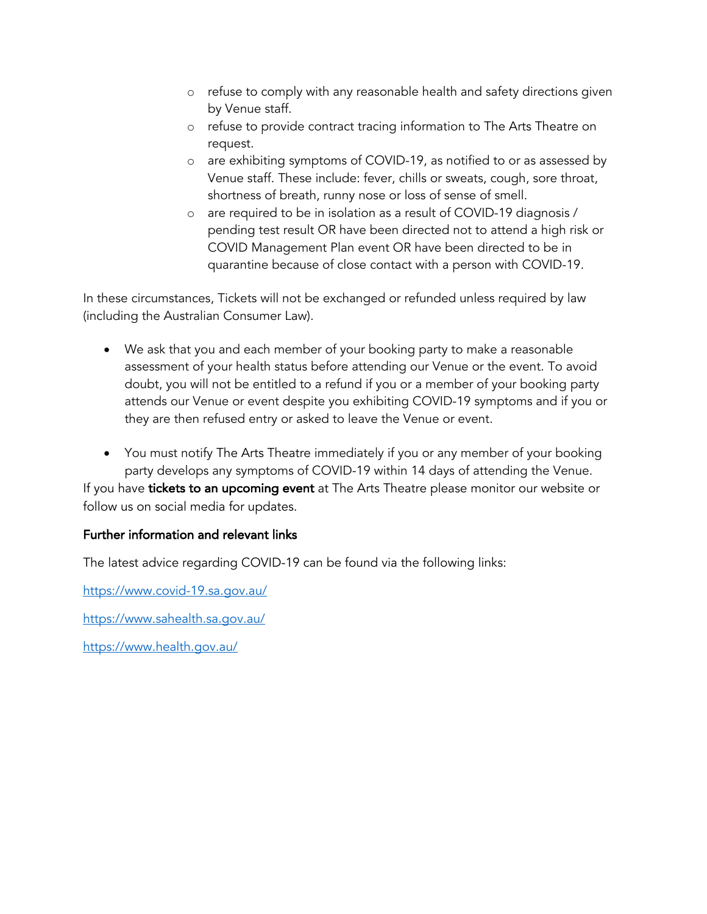- refuse to comply with any reasonable health and safety directions given by Venue staff.
  - refuse to provide contract tracing information to The Arts Theatre on request.
  - are exhibiting symptoms of COVID-19, as notified to or as assessed by Venue staff. These include: fever, chills or sweats, cough, sore throat, shortness of breath, runny nose or loss of sense of smell.
  - are required to be in isolation as a result of COVID-19 diagnosis / pending test result OR have been directed not to attend a high risk or COVID Management Plan event OR have been directed to be in quarantine because of close contact with a person with COVID-19.

In these circumstances, Tickets will not be exchanged or refunded unless required by law (including the Australian Consumer Law).

- We ask that you and each member of your booking party to make a reasonable assessment of your health status before attending our Venue or the event. To avoid doubt, you will not be entitled to a refund if you or a member of your booking party attends our Venue or event despite you exhibiting COVID-19 symptoms and if you or they are then refused entry or asked to leave the Venue or event.

- You must notify The Arts Theatre immediately if you or any member of your booking party develops any symptoms of COVID-19 within 14 days of attending the Venue.

If you have **tickets to an upcoming event** at The Arts Theatre please monitor our website or follow us on social media for updates.

**Further information and relevant links**

The latest advice regarding COVID-19 can be found via the following links:

https://www.covid-19.sa.gov.au/

https://www.sahealth.sa.gov.au/

https://www.health.gov.au/